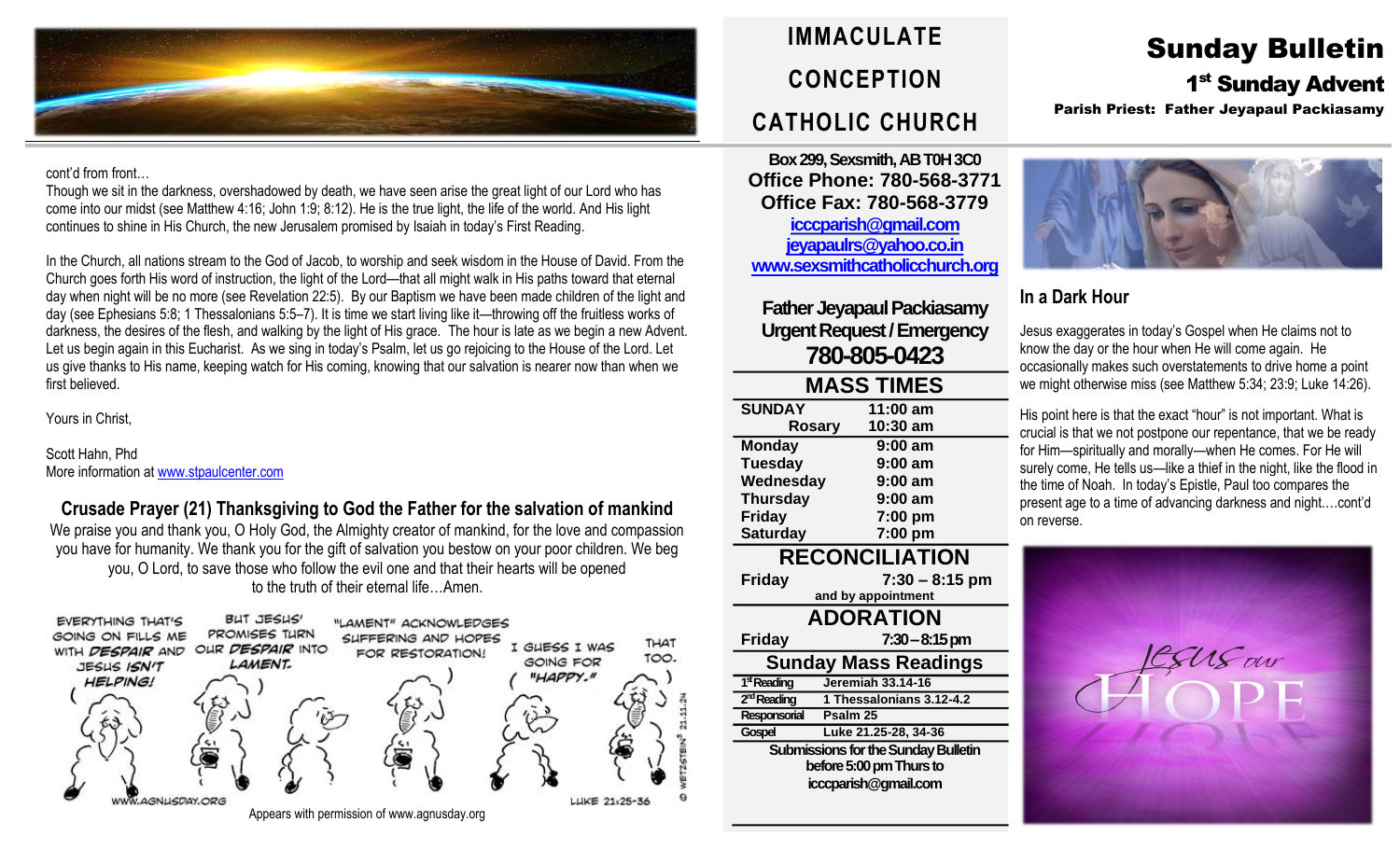# IMMACULATE CONCEPTION CATHOLIC CHURCH

# Sunday Bulletin

## 1st Sunday Advent

**Parish Priest: Father Jeyapaul Packiasamy**

cont'd from front…

Though we sit in the darkness, overshadowed by death, we have seen arise the great light of our Lord who has come into our midst (see Matthew 4:16; John 1:9; 8:12). He is the true light, the life of the world. And His light continues to shine in His Church, the new Jerusalem promised by Isaiah in today's First Reading.

In the Church, all nations stream to the God of Jacob, to worship and seek wisdom in the House of David. From the Church goes forth His word of instruction, the light of the Lord—that all might walk in His paths toward that eternal day when night will be no more (see Revelation 22:5). By our Baptism we have been made children of the light and day (see Ephesians 5:8; 1 Thessalonians 5:5–7). It is time we start living like it—throwing off the fruitless works of darkness, the desires of the flesh, and walking by the light of His grace. The hour is late as we begin a new Advent. Let us begin again in this Eucharist. As we sing in today's Psalm, let us go rejoicing to the House of the Lord. Let us give thanks to His name, keeping watch for His coming, knowing that our salvation is nearer now than when we first believed.

Yours in Christ,

Scott Hahn, Phd
More information at www.stpaulcenter.com

### Crusade Prayer (21) Thanksgiving to God the Father for the salvation of mankind

We praise you and thank you, O Holy God, the Almighty creator of mankind, for the love and compassion you have for humanity. We thank you for the gift of salvation you bestow on your poor children. We beg you, O Lord, to save those who follow the evil one and that their hearts will be opened to the truth of their eternal life…Amen.

EVERYTHING THAT'S GOING ON FILLS ME WITH *DESPAIR* AND JESUS *ISN'T* HELPING!
BUT JESUS' PROMISES TURN OUR *DESPAIR* INTO *LAMENT.*
"LAMENT" ACKNOWLEDGES SUFFERING AND HOPES FOR RESTORATION!
I GUESS I WAS GOING FOR "HAPPY."
THAT TOO.

WWW.AGNUSDAY.ORG — LUKE 21:25-36 — © WETZSTEIN 21.11.24

Appears with permission of www.agnusday.org

**Box 299, Sexsmith, AB T0H 3C0**
**Office Phone: 780-568-3771**
**Office Fax: 780-568-3779**
icccparish@gmail.com
jeyapaulrs@yahoo.co.in
www.sexsmithcatholicchurch.org

**Father Jeyapaul Packiasamy**
**Urgent Request / Emergency**
**780-805-0423**

### MASS TIMES

| | |
|---|---|
| **SUNDAY** | **11:00 am** |
| **Rosary** | **10:30 am** |
| **Monday** | **9:00 am** |
| **Tuesday** | **9:00 am** |
| **Wednesday** | **9:00 am** |
| **Thursday** | **9:00 am** |
| **Friday** | **7:00 pm** |
| **Saturday** | **7:00 pm** |

### RECONCILIATION

**Friday** **7:30 – 8:15 pm**
and by appointment

### ADORATION

**Friday** **7:30 – 8:15 pm**

### Sunday Mass Readings

| | |
|---|---|
| 1st Reading | Jeremiah 33.14-16 |
| 2nd Reading | 1 Thessalonians 3.12-4.2 |
| Responsorial | Psalm 25 |
| Gospel | Luke 21.25-28, 34-36 |

**Submissions for the Sunday Bulletin before 5:00 pm Thurs to icccparish@gmail.com**

### In a Dark Hour

Jesus exaggerates in today's Gospel when He claims not to know the day or the hour when He will come again. He occasionally makes such overstatements to drive home a point we might otherwise miss (see Matthew 5:34; 23:9; Luke 14:26).

His point here is that the exact "hour" is not important. What is crucial is that we not postpone our repentance, that we be ready for Him—spiritually and morally—when He comes. For He will surely come, He tells us—like a thief in the night, like the flood in the time of Noah. In today's Epistle, Paul too compares the present age to a time of advancing darkness and night….cont'd on reverse.

Jesus our HOPE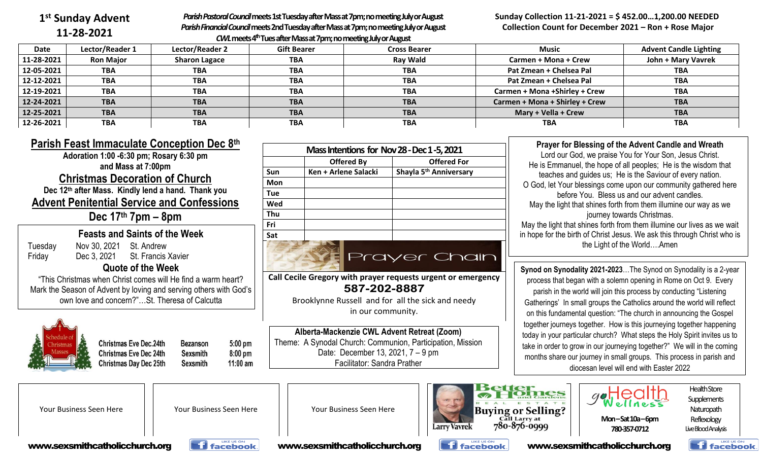# 1st Sunday Advent 11-28-2021

*Parish Pastoral Council* meets 1st Tuesday after Mass at 7pm; no meeting July or August
*Parish Financial Council* meets 2nd Tuesday after Mass at 7pm; no meeting July or August
*CWL* meets 4th Tues after Mass at 7pm; no meeting July or August

**Sunday Collection 11-21-2021 = $ 452.00…1,200.00 NEEDED**
**Collection Count for December 2021 – Ron + Rose Major**

| Date | Lector/Reader 1 | Lector/Reader 2 | Gift Bearer | Cross Bearer | Music | Advent Candle Lighting |
|---|---|---|---|---|---|---|
| 11-28-2021 | Ron Major | Sharon Lagace | TBA | Ray Wald | Carmen + Mona + Crew | John + Mary Vavrek |
| 12-05-2021 | TBA | TBA | TBA | TBA | Pat Zmean + Chelsea Pal | TBA |
| 12-12-2021 | TBA | TBA | TBA | TBA | Pat Zmean + Chelsea Pal | TBA |
| 12-19-2021 | TBA | TBA | TBA | TBA | Carmen + Mona +Shirley + Crew | TBA |
| 12-24-2021 | TBA | TBA | TBA | TBA | Carmen + Mona + Shirley + Crew | TBA |
| 12-25-2021 | TBA | TBA | TBA | TBA | Mary + Vella + Crew | TBA |
| 12-26-2021 | TBA | TBA | TBA | TBA | TBA | TBA |

## Parish Feast Immaculate Conception Dec 8th

**Adoration 1:00 -6:30 pm; Rosary 6:30 pm and Mass at 7:00pm**

## Christmas Decoration of Church

**Dec 12th after Mass. Kindly lend a hand. Thank you**

## Advent Penitential Service and Confessions

**Dec 17th 7pm – 8pm**

### Feasts and Saints of the Week

Tuesday Nov 30, 2021 St. Andrew
Friday Dec 3, 2021 St. Francis Xavier

### Quote of the Week

"This Christmas when Christ comes will He find a warm heart? Mark the Season of Advent by loving and serving others with God's own love and concern?"…St. Theresa of Calcutta

### Schedule of Christmas Masses

| | | |
|---|---|---|
| Christmas Eve Dec.24th | Bezanson | 5:00 pm |
| Christmas Eve Dec 24th | Sexsmith | 8:00 pm |
| Christmas Day Dec 25th | Sexsmith | 11:00 am |

### Mass Intentions for Nov 28 - Dec 1 -5, 2021

| | Offered By | Offered For |
|---|---|---|
| Sun | Ken + Arlene Salacki | Shayla 5th Anniversary |
| Mon | | |
| Tue | | |
| Wed | | |
| Thu | | |
| Fri | | |
| Sat | | |

### Prayer Chain

**Call Cecile Gregory with prayer requests urgent or emergency**
**587-202-8887**

Brooklynne Russell and for all the sick and needy in our community.

### Alberta-Mackenzie CWL Advent Retreat (Zoom)

Theme: A Synodal Church: Communion, Participation, Mission
Date: December 13, 2021, 7 – 9 pm
Facilitator: Sandra Prather

### Prayer for Blessing of the Advent Candle and Wreath

Lord our God, we praise You for Your Son, Jesus Christ. He is Emmanuel, the hope of all peoples; He is the wisdom that teaches and guides us; He is the Saviour of every nation. O God, let Your blessings come upon our community gathered here before You. Bless us and our advent candles. May the light that shines forth from them illumine our way as we journey towards Christmas. May the light that shines forth from them illumine our lives as we wait in hope for the birth of Christ Jesus. We ask this through Christ who is the Light of the World….Amen

**Synod on Synodality 2021-2023**…The Synod on Synodality is a 2-year process that began with a solemn opening in Rome on Oct 9. Every parish in the world will join this process by conducting "Listening Gatherings' In small groups the Catholics around the world will reflect on this fundamental question: "The church in announcing the Gospel together journeys together. How is this journeying together happening today in your particular church? What steps the Holy Spirit invites us to take in order to grow in our journeying together?" We will in the coming months share our journey in small groups. This process in parish and diocesan level will end with Easter 2022

Your Business Seen Here

Your Business Seen Here

Your Business Seen Here

Better Homes and Gardens Real Estate — Buying or Selling? Call Larry at 780-876-0999 — Larry Vavrek

goHealth Wellness — Mon – Sat 10a – 6pm — 780-357-0712 — Health Store, Supplements, Naturopath, Reflexology, Live Blood Analysis

www.sexsmithcatholicchurch.org — Like us on facebook